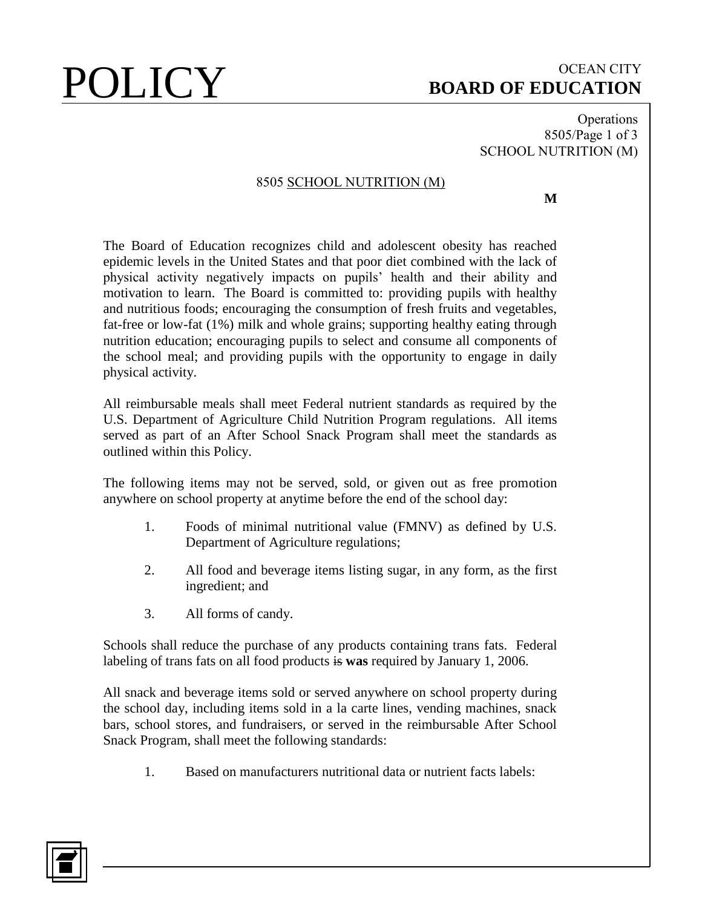# POLICY

**OCEAN CITY**
**BOARD OF EDUCATION**

Operations
8505/Page 1 of 3
SCHOOL NUTRITION (M)

## 8505 SCHOOL NUTRITION (M)

**M**

The Board of Education recognizes child and adolescent obesity has reached epidemic levels in the United States and that poor diet combined with the lack of physical activity negatively impacts on pupils' health and their ability and motivation to learn. The Board is committed to: providing pupils with healthy and nutritious foods; encouraging the consumption of fresh fruits and vegetables, fat-free or low-fat (1%) milk and whole grains; supporting healthy eating through nutrition education; encouraging pupils to select and consume all components of the school meal; and providing pupils with the opportunity to engage in daily physical activity.

All reimbursable meals shall meet Federal nutrient standards as required by the U.S. Department of Agriculture Child Nutrition Program regulations. All items served as part of an After School Snack Program shall meet the standards as outlined within this Policy.

The following items may not be served, sold, or given out as free promotion anywhere on school property at anytime before the end of the school day:

1. Foods of minimal nutritional value (FMNV) as defined by U.S. Department of Agriculture regulations;
2. All food and beverage items listing sugar, in any form, as the first ingredient; and
3. All forms of candy.

Schools shall reduce the purchase of any products containing trans fats. Federal labeling of trans fats on all food products ~~is~~ **was** required by January 1, 2006.

All snack and beverage items sold or served anywhere on school property during the school day, including items sold in a la carte lines, vending machines, snack bars, school stores, and fundraisers, or served in the reimbursable After School Snack Program, shall meet the following standards:

1. Based on manufacturers nutritional data or nutrient facts labels: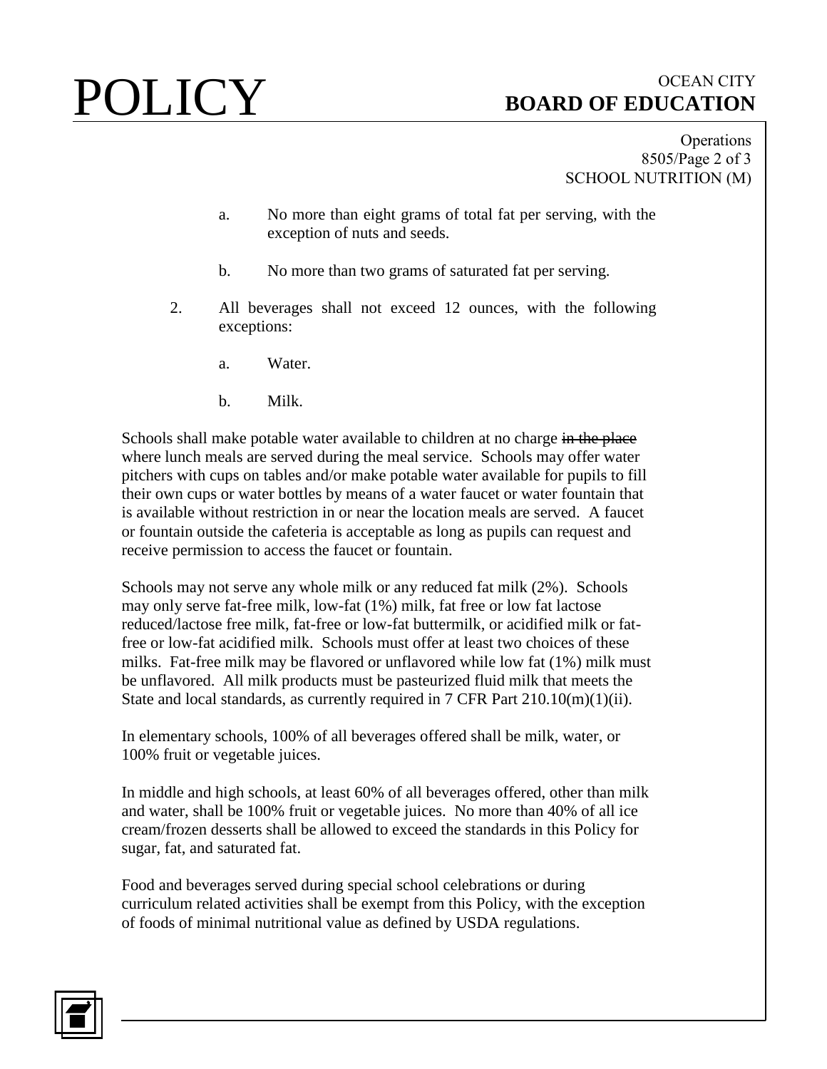a. No more than eight grams of total fat per serving, with the exception of nuts and seeds.

b. No more than two grams of saturated fat per serving.

2. All beverages shall not exceed 12 ounces, with the following exceptions:

    a. Water.

    b. Milk.

Schools shall make potable water available to children at no charge ~~in the place~~ where lunch meals are served during the meal service. Schools may offer water pitchers with cups on tables and/or make potable water available for pupils to fill their own cups or water bottles by means of a water faucet or water fountain that is available without restriction in or near the location meals are served. A faucet or fountain outside the cafeteria is acceptable as long as pupils can request and receive permission to access the faucet or fountain.

Schools may not serve any whole milk or any reduced fat milk (2%). Schools may only serve fat-free milk, low-fat (1%) milk, fat free or low fat lactose reduced/lactose free milk, fat-free or low-fat buttermilk, or acidified milk or fat-free or low-fat acidified milk. Schools must offer at least two choices of these milks. Fat-free milk may be flavored or unflavored while low fat (1%) milk must be unflavored. All milk products must be pasteurized fluid milk that meets the State and local standards, as currently required in 7 CFR Part 210.10(m)(1)(ii).

In elementary schools, 100% of all beverages offered shall be milk, water, or 100% fruit or vegetable juices.

In middle and high schools, at least 60% of all beverages offered, other than milk and water, shall be 100% fruit or vegetable juices. No more than 40% of all ice cream/frozen desserts shall be allowed to exceed the standards in this Policy for sugar, fat, and saturated fat.

Food and beverages served during special school celebrations or during curriculum related activities shall be exempt from this Policy, with the exception of foods of minimal nutritional value as defined by USDA regulations.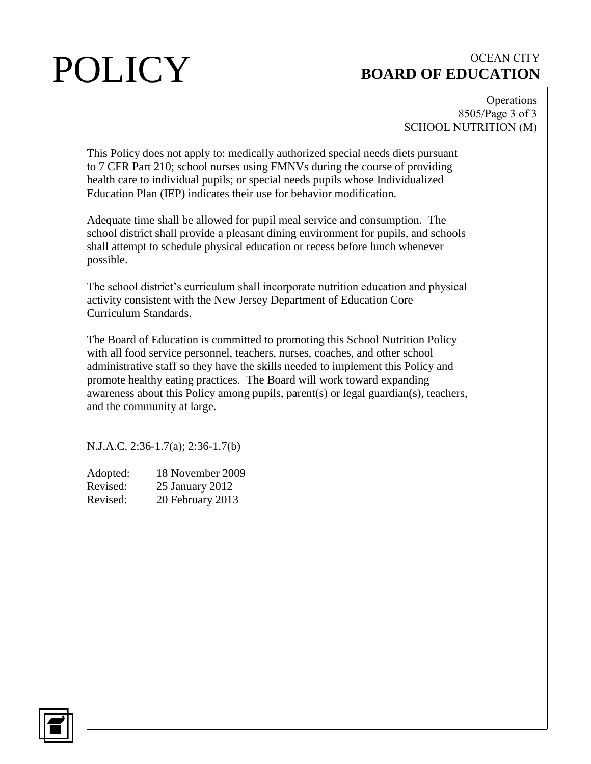This Policy does not apply to: medically authorized special needs diets pursuant to 7 CFR Part 210; school nurses using FMNVs during the course of providing health care to individual pupils; or special needs pupils whose Individualized Education Plan (IEP) indicates their use for behavior modification.

Adequate time shall be allowed for pupil meal service and consumption. The school district shall provide a pleasant dining environment for pupils, and schools shall attempt to schedule physical education or recess before lunch whenever possible.

The school district's curriculum shall incorporate nutrition education and physical activity consistent with the New Jersey Department of Education Core Curriculum Standards.

The Board of Education is committed to promoting this School Nutrition Policy with all food service personnel, teachers, nurses, coaches, and other school administrative staff so they have the skills needed to implement this Policy and promote healthy eating practices. The Board will work toward expanding awareness about this Policy among pupils, parent(s) or legal guardian(s), teachers, and the community at large.

N.J.A.C. 2:36-1.7(a); 2:36-1.7(b)

Adopted: 18 November 2009
Revised: 25 January 2012
Revised: 20 February 2013